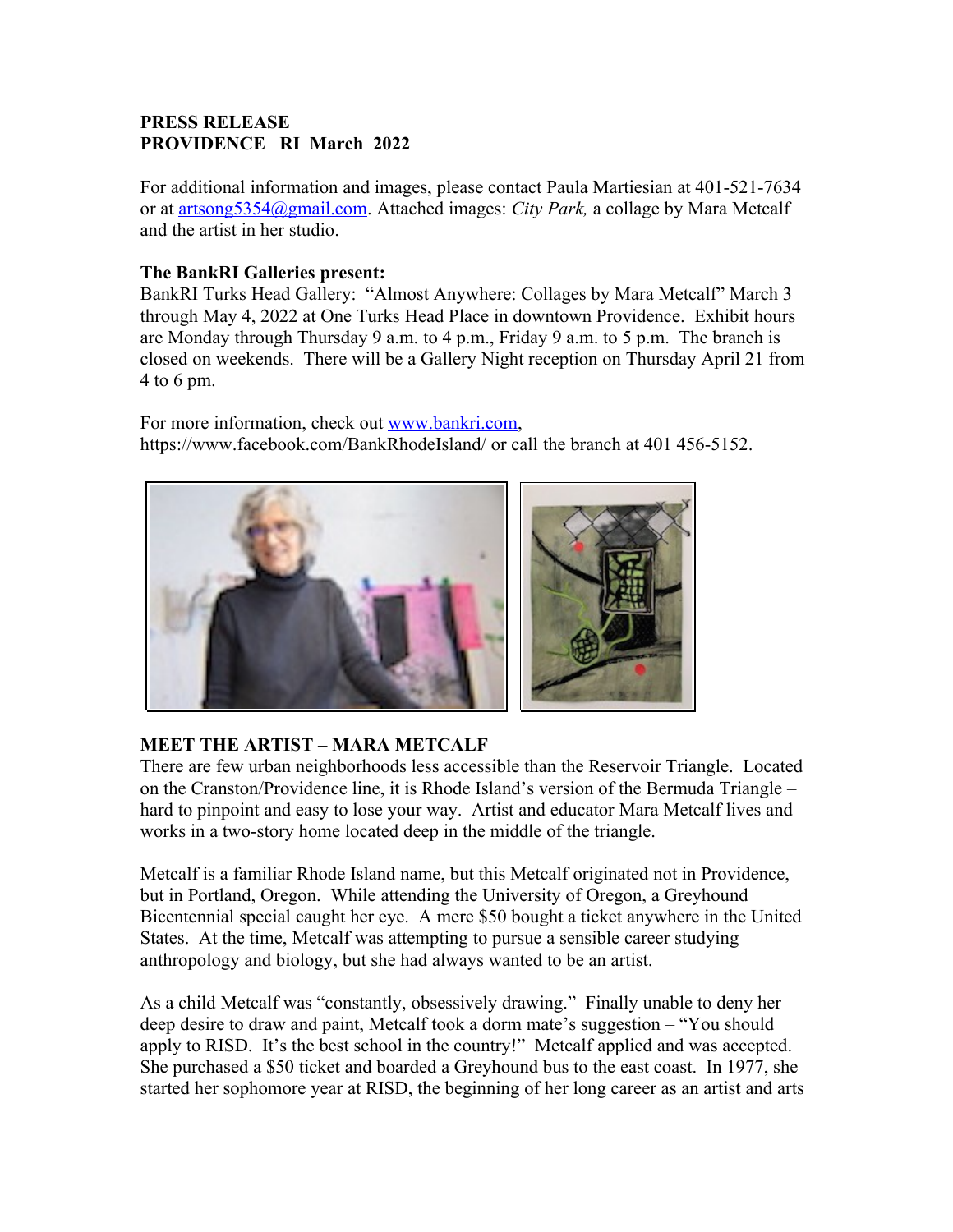**PRESS RELEASE**
**PROVIDENCE RI March 2022**

For additional information and images, please contact Paula Martiesian at 401-521-7634 or at artsong5354@gmail.com. Attached images: *City Park,* a collage by Mara Metcalf and the artist in her studio.

**The BankRI Galleries present:**
BankRI Turks Head Gallery: "Almost Anywhere: Collages by Mara Metcalf" March 3 through May 4, 2022 at One Turks Head Place in downtown Providence. Exhibit hours are Monday through Thursday 9 a.m. to 4 p.m., Friday 9 a.m. to 5 p.m. The branch is closed on weekends. There will be a Gallery Night reception on Thursday April 21 from 4 to 6 pm.

For more information, check out www.bankri.com, https://www.facebook.com/BankRhodeIsland/ or call the branch at 401 456-5152.

**MEET THE ARTIST – MARA METCALF**
There are few urban neighborhoods less accessible than the Reservoir Triangle. Located on the Cranston/Providence line, it is Rhode Island's version of the Bermuda Triangle – hard to pinpoint and easy to lose your way. Artist and educator Mara Metcalf lives and works in a two-story home located deep in the middle of the triangle.

Metcalf is a familiar Rhode Island name, but this Metcalf originated not in Providence, but in Portland, Oregon. While attending the University of Oregon, a Greyhound Bicentennial special caught her eye. A mere $50 bought a ticket anywhere in the United States. At the time, Metcalf was attempting to pursue a sensible career studying anthropology and biology, but she had always wanted to be an artist.

As a child Metcalf was "constantly, obsessively drawing." Finally unable to deny her deep desire to draw and paint, Metcalf took a dorm mate's suggestion – "You should apply to RISD. It's the best school in the country!" Metcalf applied and was accepted. She purchased a $50 ticket and boarded a Greyhound bus to the east coast. In 1977, she started her sophomore year at RISD, the beginning of her long career as an artist and arts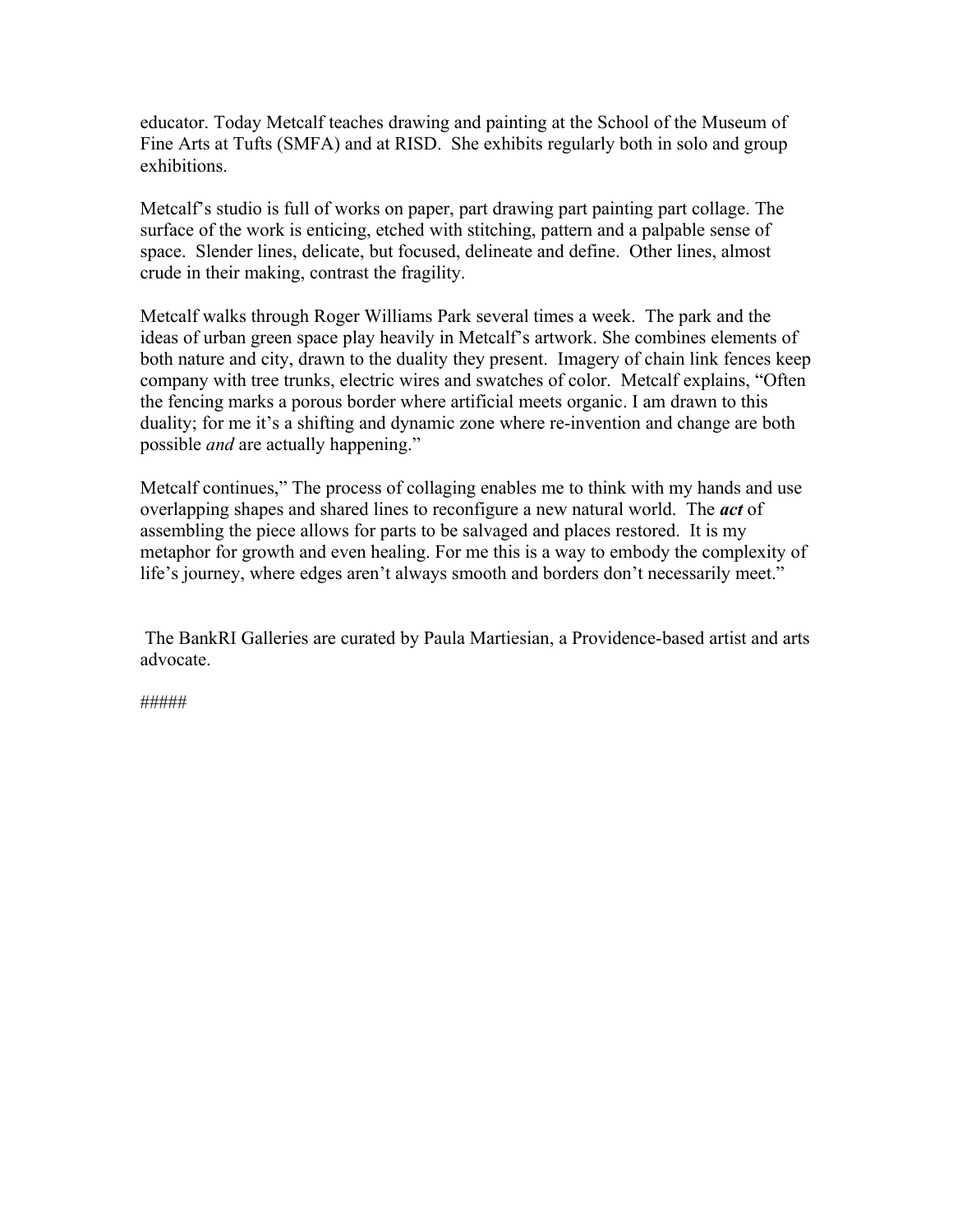educator. Today Metcalf teaches drawing and painting at the School of the Museum of Fine Arts at Tufts (SMFA) and at RISD. She exhibits regularly both in solo and group exhibitions.

Metcalf's studio is full of works on paper, part drawing part painting part collage. The surface of the work is enticing, etched with stitching, pattern and a palpable sense of space. Slender lines, delicate, but focused, delineate and define. Other lines, almost crude in their making, contrast the fragility.

Metcalf walks through Roger Williams Park several times a week. The park and the ideas of urban green space play heavily in Metcalf's artwork. She combines elements of both nature and city, drawn to the duality they present. Imagery of chain link fences keep company with tree trunks, electric wires and swatches of color. Metcalf explains, "Often the fencing marks a porous border where artificial meets organic. I am drawn to this duality; for me it's a shifting and dynamic zone where re-invention and change are both possible *and* are actually happening."

Metcalf continues," The process of collaging enables me to think with my hands and use overlapping shapes and shared lines to reconfigure a new natural world. The ***act*** of assembling the piece allows for parts to be salvaged and places restored. It is my metaphor for growth and even healing. For me this is a way to embody the complexity of life's journey, where edges aren't always smooth and borders don't necessarily meet."

The BankRI Galleries are curated by Paula Martiesian, a Providence-based artist and arts advocate.

#####